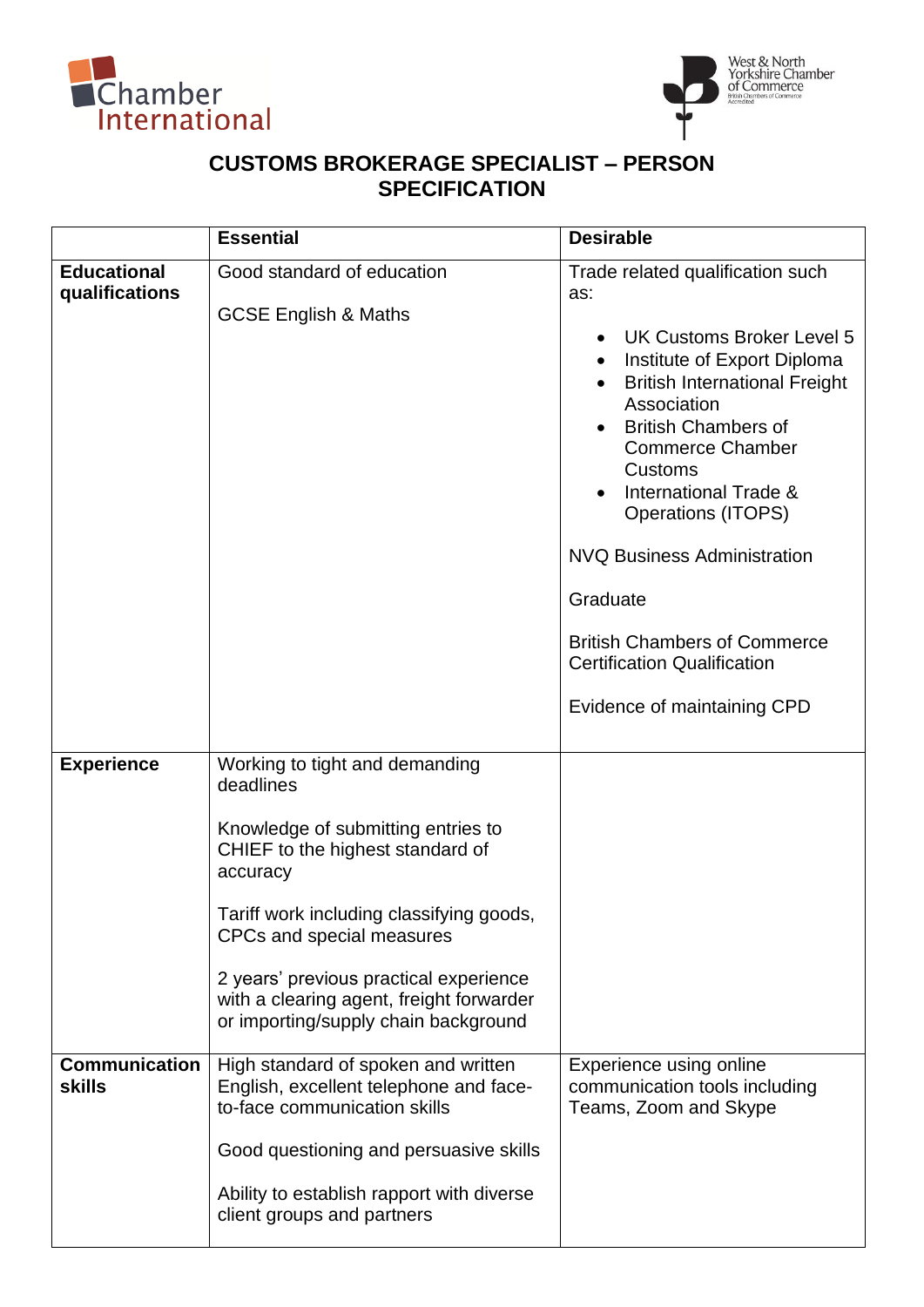# CUSTOMS BROKERAGE SPECIALIST – PERSON SPECIFICATION

| | Essential | Desirable |
|---|---|---|
| **Educational qualifications** | Good standard of education<br><br>GCSE English & Maths | Trade related qualification such as:<br><br>• UK Customs Broker Level 5<br>• Institute of Export Diploma<br>• British International Freight Association<br>• British Chambers of Commerce Chamber Customs<br>• International Trade & Operations (ITOPS)<br><br>NVQ Business Administration<br><br>Graduate<br><br>British Chambers of Commerce Certification Qualification<br><br>Evidence of maintaining CPD |
| **Experience** | Working to tight and demanding deadlines<br><br>Knowledge of submitting entries to CHIEF to the highest standard of accuracy<br><br>Tariff work including classifying goods, CPCs and special measures<br><br>2 years' previous practical experience with a clearing agent, freight forwarder or importing/supply chain background | |
| **Communication skills** | High standard of spoken and written English, excellent telephone and face-to-face communication skills<br><br>Good questioning and persuasive skills<br><br>Ability to establish rapport with diverse client groups and partners | Experience using online communication tools including Teams, Zoom and Skype |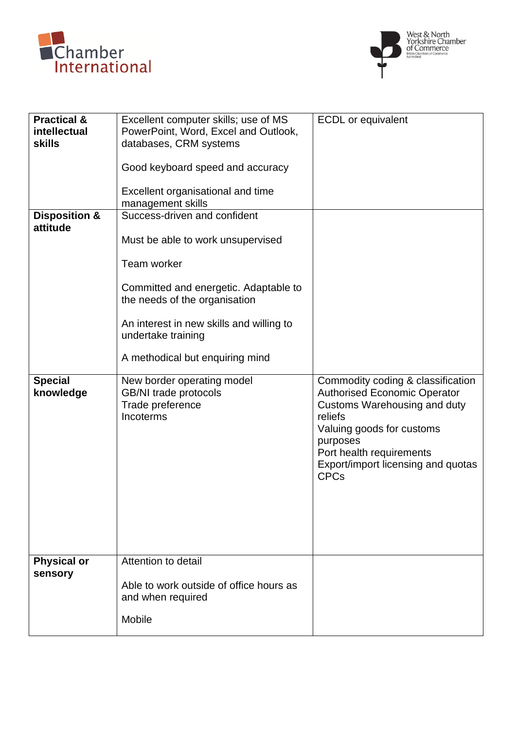| | | |
|---|---|---|
| **Practical & intellectual skills** | Excellent computer skills; use of MS PowerPoint, Word, Excel and Outlook, databases, CRM systems<br><br>Good keyboard speed and accuracy<br><br>Excellent organisational and time management skills | ECDL or equivalent |
| **Disposition & attitude** | Success-driven and confident<br><br>Must be able to work unsupervised<br><br>Team worker<br><br>Committed and energetic. Adaptable to the needs of the organisation<br><br>An interest in new skills and willing to undertake training<br><br>A methodical but enquiring mind | |
| **Special knowledge** | New border operating model<br>GB/NI trade protocols<br>Trade preference<br>Incoterms | Commodity coding & classification<br>Authorised Economic Operator<br>Customs Warehousing and duty reliefs<br>Valuing goods for customs purposes<br>Port health requirements<br>Export/import licensing and quotas<br>CPCs |
| **Physical or sensory** | Attention to detail<br><br>Able to work outside of office hours as and when required<br><br>Mobile | |